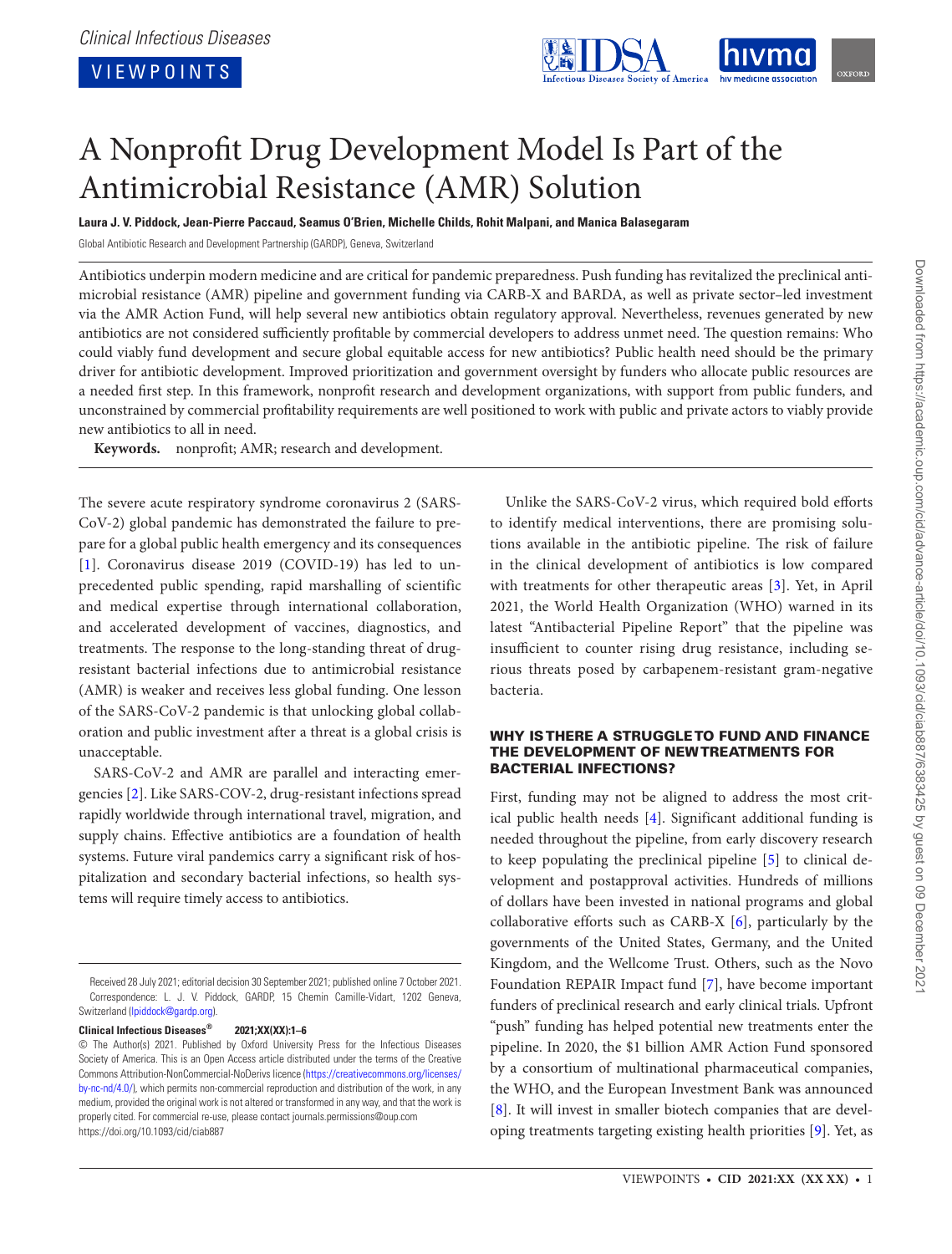# A Nonprofit Drug Development Model Is Part of the Antimicrobial Resistance (AMR) Solution

**Laura J. V. Piddock, Jean-Pierre Paccaud, Seamus O'Brien, Michelle Childs, Rohit Malpani, and Manica Balasegaram**

Global Antibiotic Research and Development Partnership (GARDP), Geneva, Switzerland

Antibiotics underpin modern medicine and are critical for pandemic preparedness. Push funding has revitalized the preclinical antimicrobial resistance (AMR) pipeline and government funding via CARB-X and BARDA, as well as private sector–led investment via the AMR Action Fund, will help several new antibiotics obtain regulatory approval. Nevertheless, revenues generated by new antibiotics are not considered sufficiently profitable by commercial developers to address unmet need. The question remains: Who could viably fund development and secure global equitable access for new antibiotics? Public health need should be the primary driver for antibiotic development. Improved prioritization and government oversight by funders who allocate public resources are a needed first step. In this framework, nonprofit research and development organizations, with support from public funders, and unconstrained by commercial profitability requirements are well positioned to work with public and private actors to viably provide new antibiotics to all in need.

**Keywords.** nonprofit; AMR; research and development.

The severe acute respiratory syndrome coronavirus 2 (SARS-CoV-2) global pandemic has demonstrated the failure to prepare for a global public health emergency and its consequences [1]. Coronavirus disease 2019 (COVID-19) has led to unprecedented public spending, rapid marshalling of scientific and medical expertise through international collaboration, and accelerated development of vaccines, diagnostics, and treatments. The response to the long-standing threat of drug-resistant bacterial infections due to antimicrobial resistance (AMR) is weaker and receives less global funding. One lesson of the SARS-CoV-2 pandemic is that unlocking global collaboration and public investment after a threat is a global crisis is unacceptable.

SARS-CoV-2 and AMR are parallel and interacting emergencies [2]. Like SARS-COV-2, drug-resistant infections spread rapidly worldwide through international travel, migration, and supply chains. Effective antibiotics are a foundation of health systems. Future viral pandemics carry a significant risk of hospitalization and secondary bacterial infections, so health systems will require timely access to antibiotics.

Unlike the SARS-CoV-2 virus, which required bold efforts to identify medical interventions, there are promising solutions available in the antibiotic pipeline. The risk of failure in the clinical development of antibiotics is low compared with treatments for other therapeutic areas [3]. Yet, in April 2021, the World Health Organization (WHO) warned in its latest "Antibacterial Pipeline Report" that the pipeline was insufficient to counter rising drug resistance, including serious threats posed by carbapenem-resistant gram-negative bacteria.

## WHY IS THERE A STRUGGLE TO FUND AND FINANCE THE DEVELOPMENT OF NEW TREATMENTS FOR BACTERIAL INFECTIONS?

First, funding may not be aligned to address the most critical public health needs [4]. Significant additional funding is needed throughout the pipeline, from early discovery research to keep populating the preclinical pipeline [5] to clinical development and postapproval activities. Hundreds of millions of dollars have been invested in national programs and global collaborative efforts such as CARB-X [6], particularly by the governments of the United States, Germany, and the United Kingdom, and the Wellcome Trust. Others, such as the Novo Foundation REPAIR Impact fund [7], have become important funders of preclinical research and early clinical trials. Upfront "push" funding has helped potential new treatments enter the pipeline. In 2020, the $1 billion AMR Action Fund sponsored by a consortium of multinational pharmaceutical companies, the WHO, and the European Investment Bank was announced [8]. It will invest in smaller biotech companies that are developing treatments targeting existing health priorities [9]. Yet, as

Received 28 July 2021; editorial decision 30 September 2021; published online 7 October 2021.

Correspondence: L. J. V. Piddock, GARDP, 15 Chemin Camille-Vidart, 1202 Geneva, Switzerland (lpiddock@gardp.org).

© The Author(s) 2021. Published by Oxford University Press for the Infectious Diseases Society of America. This is an Open Access article distributed under the terms of the Creative Commons Attribution-NonCommercial-NoDerivs licence (https://creativecommons.org/licenses/by-nc-nd/4.0/), which permits non-commercial reproduction and distribution of the work, in any medium, provided the original work is not altered or transformed in any way, and that the work is properly cited. For commercial re-use, please contact journals.permissions@oup.com

https://doi.org/10.1093/cid/ciab887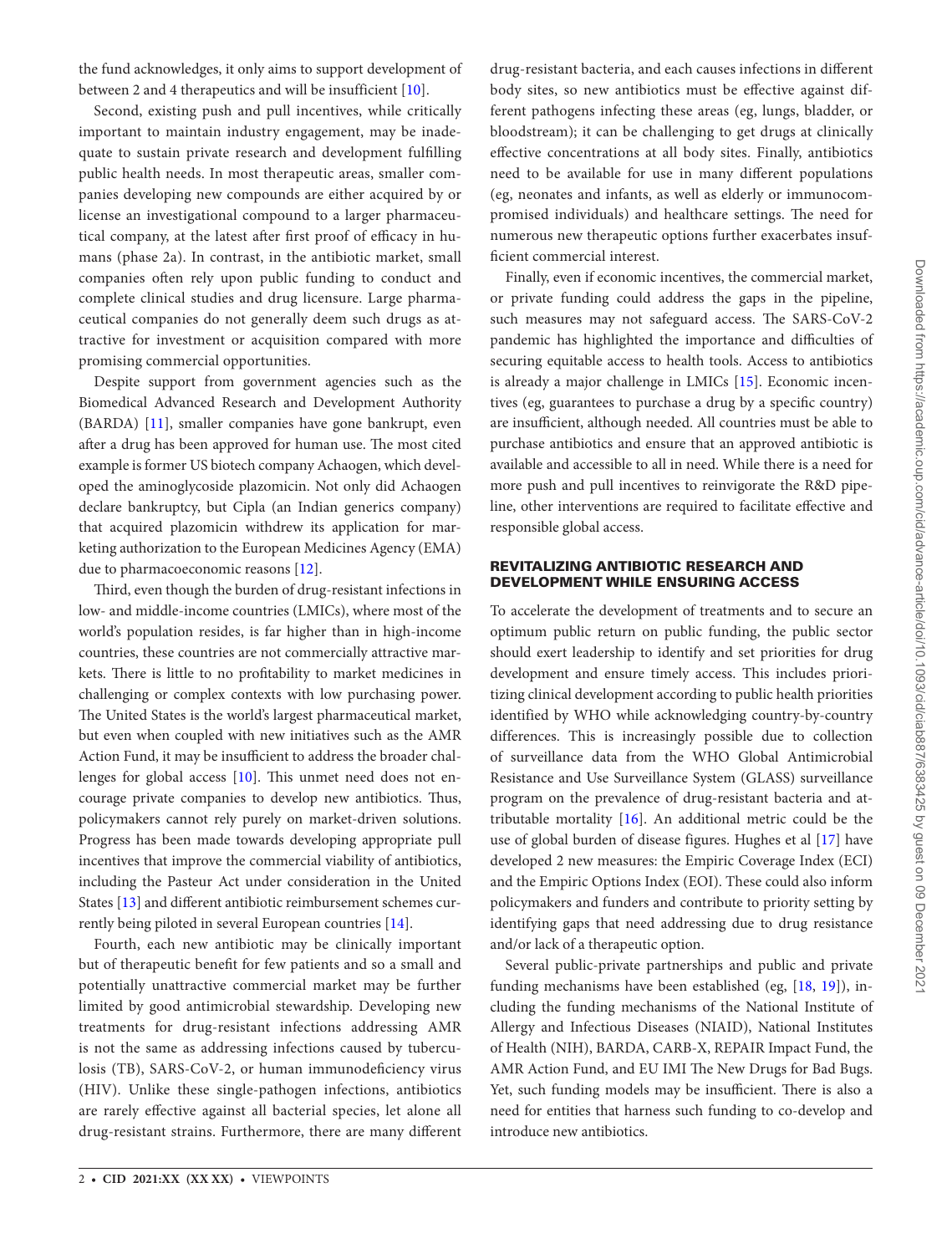the fund acknowledges, it only aims to support development of between 2 and 4 therapeutics and will be insufficient [10].

Second, existing push and pull incentives, while critically important to maintain industry engagement, may be inadequate to sustain private research and development fulfilling public health needs. In most therapeutic areas, smaller companies developing new compounds are either acquired by or license an investigational compound to a larger pharmaceutical company, at the latest after first proof of efficacy in humans (phase 2a). In contrast, in the antibiotic market, small companies often rely upon public funding to conduct and complete clinical studies and drug licensure. Large pharmaceutical companies do not generally deem such drugs as attractive for investment or acquisition compared with more promising commercial opportunities.

Despite support from government agencies such as the Biomedical Advanced Research and Development Authority (BARDA) [11], smaller companies have gone bankrupt, even after a drug has been approved for human use. The most cited example is former US biotech company Achaogen, which developed the aminoglycoside plazomicin. Not only did Achaogen declare bankruptcy, but Cipla (an Indian generics company) that acquired plazomicin withdrew its application for marketing authorization to the European Medicines Agency (EMA) due to pharmacoeconomic reasons [12].

Third, even though the burden of drug-resistant infections in low- and middle-income countries (LMICs), where most of the world's population resides, is far higher than in high-income countries, these countries are not commercially attractive markets. There is little to no profitability to market medicines in challenging or complex contexts with low purchasing power. The United States is the world's largest pharmaceutical market, but even when coupled with new initiatives such as the AMR Action Fund, it may be insufficient to address the broader challenges for global access [10]. This unmet need does not encourage private companies to develop new antibiotics. Thus, policymakers cannot rely purely on market-driven solutions. Progress has been made towards developing appropriate pull incentives that improve the commercial viability of antibiotics, including the Pasteur Act under consideration in the United States [13] and different antibiotic reimbursement schemes currently being piloted in several European countries [14].

Fourth, each new antibiotic may be clinically important but of therapeutic benefit for few patients and so a small and potentially unattractive commercial market may be further limited by good antimicrobial stewardship. Developing new treatments for drug-resistant infections addressing AMR is not the same as addressing infections caused by tuberculosis (TB), SARS-CoV-2, or human immunodeficiency virus (HIV). Unlike these single-pathogen infections, antibiotics are rarely effective against all bacterial species, let alone all drug-resistant strains. Furthermore, there are many different drug-resistant bacteria, and each causes infections in different body sites, so new antibiotics must be effective against different pathogens infecting these areas (eg, lungs, bladder, or bloodstream); it can be challenging to get drugs at clinically effective concentrations at all body sites. Finally, antibiotics need to be available for use in many different populations (eg, neonates and infants, as well as elderly or immunocompromised individuals) and healthcare settings. The need for numerous new therapeutic options further exacerbates insufficient commercial interest.

Finally, even if economic incentives, the commercial market, or private funding could address the gaps in the pipeline, such measures may not safeguard access. The SARS-CoV-2 pandemic has highlighted the importance and difficulties of securing equitable access to health tools. Access to antibiotics is already a major challenge in LMICs [15]. Economic incentives (eg, guarantees to purchase a drug by a specific country) are insufficient, although needed. All countries must be able to purchase antibiotics and ensure that an approved antibiotic is available and accessible to all in need. While there is a need for more push and pull incentives to reinvigorate the R&D pipeline, other interventions are required to facilitate effective and responsible global access.

## REVITALIZING ANTIBIOTIC RESEARCH AND DEVELOPMENT WHILE ENSURING ACCESS

To accelerate the development of treatments and to secure an optimum public return on public funding, the public sector should exert leadership to identify and set priorities for drug development and ensure timely access. This includes prioritizing clinical development according to public health priorities identified by WHO while acknowledging country-by-country differences. This is increasingly possible due to collection of surveillance data from the WHO Global Antimicrobial Resistance and Use Surveillance System (GLASS) surveillance program on the prevalence of drug-resistant bacteria and attributable mortality [16]. An additional metric could be the use of global burden of disease figures. Hughes et al [17] have developed 2 new measures: the Empiric Coverage Index (ECI) and the Empiric Options Index (EOI). These could also inform policymakers and funders and contribute to priority setting by identifying gaps that need addressing due to drug resistance and/or lack of a therapeutic option.

Several public-private partnerships and public and private funding mechanisms have been established (eg, [18, 19]), including the funding mechanisms of the National Institute of Allergy and Infectious Diseases (NIAID), National Institutes of Health (NIH), BARDA, CARB-X, REPAIR Impact Fund, the AMR Action Fund, and EU IMI The New Drugs for Bad Bugs. Yet, such funding models may be insufficient. There is also a need for entities that harness such funding to co-develop and introduce new antibiotics.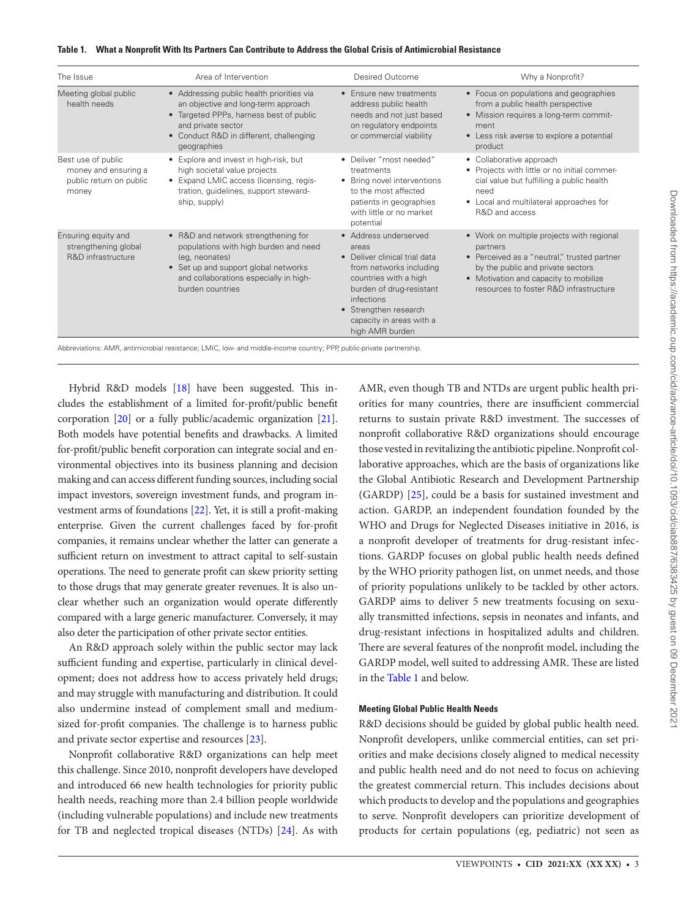**Table 1. What a Nonprofit With Its Partners Can Contribute to Address the Global Crisis of Antimicrobial Resistance**

| The Issue | Area of Intervention | Desired Outcome | Why a Nonprofit? |
|---|---|---|---|
| Meeting global public health needs | • Addressing public health priorities via an objective and long-term approach<br>• Targeted PPPs, harness best of public and private sector<br>• Conduct R&D in different, challenging geographies | • Ensure new treatments address public health needs and not just based on regulatory endpoints or commercial viability | • Focus on populations and geographies from a public health perspective<br>• Mission requires a long-term commitment<br>• Less risk averse to explore a potential product |
| Best use of public money and ensuring a public return on public money | • Explore and invest in high-risk, but high societal value projects<br>• Expand LMIC access (licensing, registration, guidelines, support stewardship, supply) | • Deliver "most needed" treatments<br>• Bring novel interventions to the most affected patients in geographies with little or no market potential | • Collaborative approach<br>• Projects with little or no initial commercial value but fulfilling a public health need<br>• Local and multilateral approaches for R&D and access |
| Ensuring equity and strengthening global R&D infrastructure | • R&D and network strengthening for populations with high burden and need (eg, neonates)<br>• Set up and support global networks and collaborations especially in high-burden countries | • Address underserved areas<br>• Deliver clinical trial data from networks including countries with a high burden of drug-resistant infections<br>• Strengthen research capacity in areas with a high AMR burden | • Work on multiple projects with regional partners<br>• Perceived as a "neutral," trusted partner by the public and private sectors<br>• Motivation and capacity to mobilize resources to foster R&D infrastructure |

Abbreviations: AMR, antimicrobial resistance; LMIC, low- and middle-income country; PPP, public-private partnership.

Hybrid R&D models [18] have been suggested. This includes the establishment of a limited for-profit/public benefit corporation [20] or a fully public/academic organization [21]. Both models have potential benefits and drawbacks. A limited for-profit/public benefit corporation can integrate social and environmental objectives into its business planning and decision making and can access different funding sources, including social impact investors, sovereign investment funds, and program investment arms of foundations [22]. Yet, it is still a profit-making enterprise. Given the current challenges faced by for-profit companies, it remains unclear whether the latter can generate a sufficient return on investment to attract capital to self-sustain operations. The need to generate profit can skew priority setting to those drugs that may generate greater revenues. It is also unclear whether such an organization would operate differently compared with a large generic manufacturer. Conversely, it may also deter the participation of other private sector entities.

An R&D approach solely within the public sector may lack sufficient funding and expertise, particularly in clinical development; does not address how to access privately held drugs; and may struggle with manufacturing and distribution. It could also undermine instead of complement small and medium-sized for-profit companies. The challenge is to harness public and private sector expertise and resources [23].

Nonprofit collaborative R&D organizations can help meet this challenge. Since 2010, nonprofit developers have developed and introduced 66 new health technologies for priority public health needs, reaching more than 2.4 billion people worldwide (including vulnerable populations) and include new treatments for TB and neglected tropical diseases (NTDs) [24]. As with AMR, even though TB and NTDs are urgent public health priorities for many countries, there are insufficient commercial returns to sustain private R&D investment. The successes of nonprofit collaborative R&D organizations should encourage those vested in revitalizing the antibiotic pipeline. Nonprofit collaborative approaches, which are the basis of organizations like the Global Antibiotic Research and Development Partnership (GARDP) [25], could be a basis for sustained investment and action. GARDP, an independent foundation founded by the WHO and Drugs for Neglected Diseases initiative in 2016, is a nonprofit developer of treatments for drug-resistant infections. GARDP focuses on global public health needs defined by the WHO priority pathogen list, on unmet needs, and those of priority populations unlikely to be tackled by other actors. GARDP aims to deliver 5 new treatments focusing on sexually transmitted infections, sepsis in neonates and infants, and drug-resistant infections in hospitalized adults and children. There are several features of the nonprofit model, including the GARDP model, well suited to addressing AMR. These are listed in the Table 1 and below.

#### Meeting Global Public Health Needs

R&D decisions should be guided by global public health need. Nonprofit developers, unlike commercial entities, can set priorities and make decisions closely aligned to medical necessity and public health need and do not need to focus on achieving the greatest commercial return. This includes decisions about which products to develop and the populations and geographies to serve. Nonprofit developers can prioritize development of products for certain populations (eg, pediatric) not seen as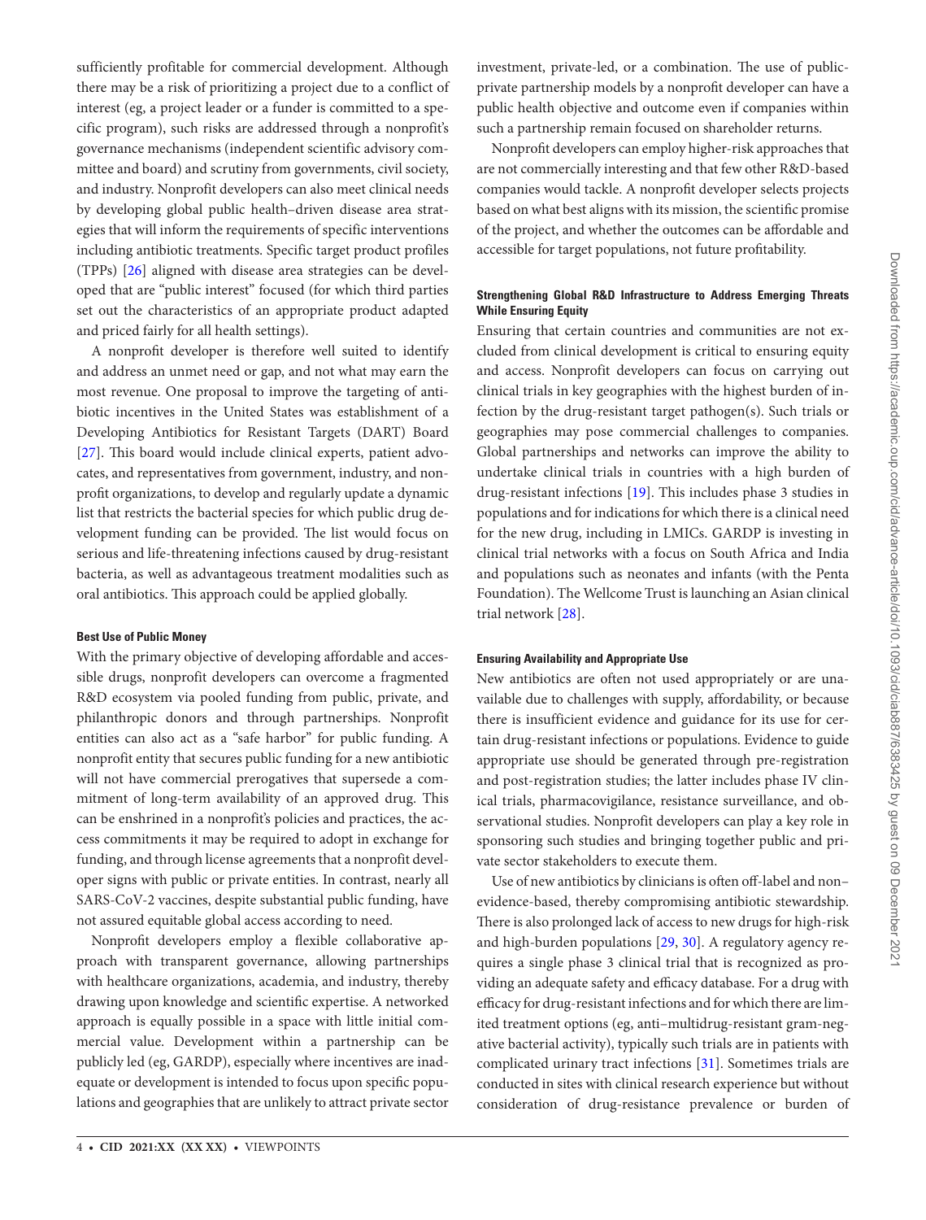sufficiently profitable for commercial development. Although there may be a risk of prioritizing a project due to a conflict of interest (eg, a project leader or a funder is committed to a specific program), such risks are addressed through a nonprofit's governance mechanisms (independent scientific advisory committee and board) and scrutiny from governments, civil society, and industry. Nonprofit developers can also meet clinical needs by developing global public health–driven disease area strategies that will inform the requirements of specific interventions including antibiotic treatments. Specific target product profiles (TPPs) [26] aligned with disease area strategies can be developed that are "public interest" focused (for which third parties set out the characteristics of an appropriate product adapted and priced fairly for all health settings).

A nonprofit developer is therefore well suited to identify and address an unmet need or gap, and not what may earn the most revenue. One proposal to improve the targeting of antibiotic incentives in the United States was establishment of a Developing Antibiotics for Resistant Targets (DART) Board [27]. This board would include clinical experts, patient advocates, and representatives from government, industry, and nonprofit organizations, to develop and regularly update a dynamic list that restricts the bacterial species for which public drug development funding can be provided. The list would focus on serious and life-threatening infections caused by drug-resistant bacteria, as well as advantageous treatment modalities such as oral antibiotics. This approach could be applied globally.

#### Best Use of Public Money

With the primary objective of developing affordable and accessible drugs, nonprofit developers can overcome a fragmented R&D ecosystem via pooled funding from public, private, and philanthropic donors and through partnerships. Nonprofit entities can also act as a "safe harbor" for public funding. A nonprofit entity that secures public funding for a new antibiotic will not have commercial prerogatives that supersede a commitment of long-term availability of an approved drug. This can be enshrined in a nonprofit's policies and practices, the access commitments it may be required to adopt in exchange for funding, and through license agreements that a nonprofit developer signs with public or private entities. In contrast, nearly all SARS-CoV-2 vaccines, despite substantial public funding, have not assured equitable global access according to need.

Nonprofit developers employ a flexible collaborative approach with transparent governance, allowing partnerships with healthcare organizations, academia, and industry, thereby drawing upon knowledge and scientific expertise. A networked approach is equally possible in a space with little initial commercial value. Development within a partnership can be publicly led (eg, GARDP), especially where incentives are inadequate or development is intended to focus upon specific populations and geographies that are unlikely to attract private sector investment, private-led, or a combination. The use of public-private partnership models by a nonprofit developer can have a public health objective and outcome even if companies within such a partnership remain focused on shareholder returns.

Nonprofit developers can employ higher-risk approaches that are not commercially interesting and that few other R&D-based companies would tackle. A nonprofit developer selects projects based on what best aligns with its mission, the scientific promise of the project, and whether the outcomes can be affordable and accessible for target populations, not future profitability.

#### Strengthening Global R&D Infrastructure to Address Emerging Threats While Ensuring Equity

Ensuring that certain countries and communities are not excluded from clinical development is critical to ensuring equity and access. Nonprofit developers can focus on carrying out clinical trials in key geographies with the highest burden of infection by the drug-resistant target pathogen(s). Such trials or geographies may pose commercial challenges to companies. Global partnerships and networks can improve the ability to undertake clinical trials in countries with a high burden of drug-resistant infections [19]. This includes phase 3 studies in populations and for indications for which there is a clinical need for the new drug, including in LMICs. GARDP is investing in clinical trial networks with a focus on South Africa and India and populations such as neonates and infants (with the Penta Foundation). The Wellcome Trust is launching an Asian clinical trial network [28].

#### Ensuring Availability and Appropriate Use

New antibiotics are often not used appropriately or are unavailable due to challenges with supply, affordability, or because there is insufficient evidence and guidance for its use for certain drug-resistant infections or populations. Evidence to guide appropriate use should be generated through pre-registration and post-registration studies; the latter includes phase IV clinical trials, pharmacovigilance, resistance surveillance, and observational studies. Nonprofit developers can play a key role in sponsoring such studies and bringing together public and private sector stakeholders to execute them.

Use of new antibiotics by clinicians is often off-label and non–evidence-based, thereby compromising antibiotic stewardship. There is also prolonged lack of access to new drugs for high-risk and high-burden populations [29, 30]. A regulatory agency requires a single phase 3 clinical trial that is recognized as providing an adequate safety and efficacy database. For a drug with efficacy for drug-resistant infections and for which there are limited treatment options (eg, anti–multidrug-resistant gram-negative bacterial activity), typically such trials are in patients with complicated urinary tract infections [31]. Sometimes trials are conducted in sites with clinical research experience but without consideration of drug-resistance prevalence or burden of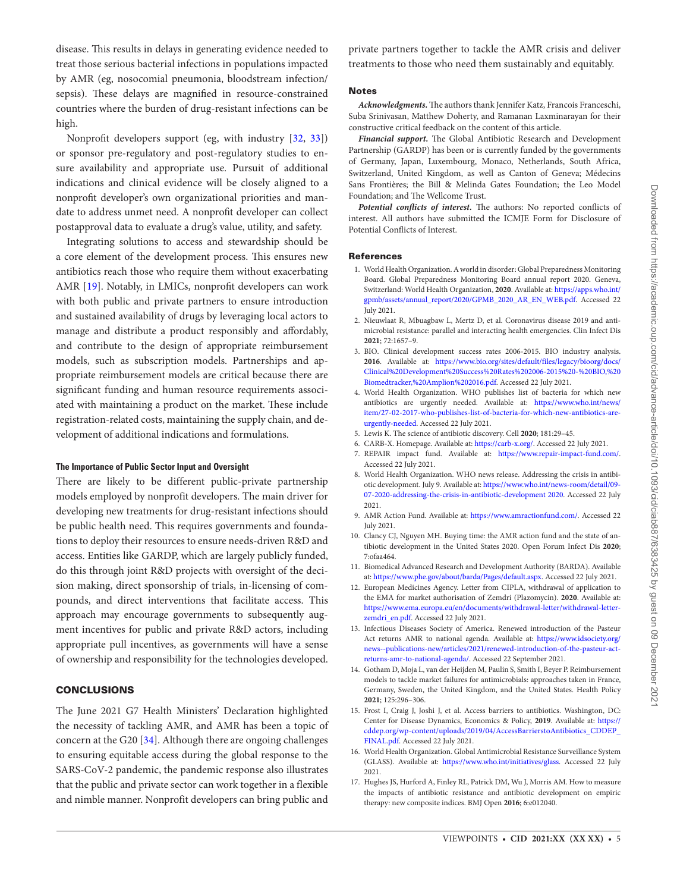disease. This results in delays in generating evidence needed to treat those serious bacterial infections in populations impacted by AMR (eg, nosocomial pneumonia, bloodstream infection/sepsis). These delays are magnified in resource-constrained countries where the burden of drug-resistant infections can be high.

Nonprofit developers support (eg, with industry [32, 33]) or sponsor pre-regulatory and post-regulatory studies to ensure availability and appropriate use. Pursuit of additional indications and clinical evidence will be closely aligned to a nonprofit developer's own organizational priorities and mandate to address unmet need. A nonprofit developer can collect postapproval data to evaluate a drug's value, utility, and safety.

Integrating solutions to access and stewardship should be a core element of the development process. This ensures new antibiotics reach those who require them without exacerbating AMR [19]. Notably, in LMICs, nonprofit developers can work with both public and private partners to ensure introduction and sustained availability of drugs by leveraging local actors to manage and distribute a product responsibly and affordably, and contribute to the design of appropriate reimbursement models, such as subscription models. Partnerships and appropriate reimbursement models are critical because there are significant funding and human resource requirements associated with maintaining a product on the market. These include registration-related costs, maintaining the supply chain, and development of additional indications and formulations.

### The Importance of Public Sector Input and Oversight

There are likely to be different public-private partnership models employed by nonprofit developers. The main driver for developing new treatments for drug-resistant infections should be public health need. This requires governments and foundations to deploy their resources to ensure needs-driven R&D and access. Entities like GARDP, which are largely publicly funded, do this through joint R&D projects with oversight of the decision making, direct sponsorship of trials, in-licensing of compounds, and direct interventions that facilitate access. This approach may encourage governments to subsequently augment incentives for public and private R&D actors, including appropriate pull incentives, as governments will have a sense of ownership and responsibility for the technologies developed.

## CONCLUSIONS

The June 2021 G7 Health Ministers' Declaration highlighted the necessity of tackling AMR, and AMR has been a topic of concern at the G20 [34]. Although there are ongoing challenges to ensuring equitable access during the global response to the SARS-CoV-2 pandemic, the pandemic response also illustrates that the public and private sector can work together in a flexible and nimble manner. Nonprofit developers can bring public and private partners together to tackle the AMR crisis and deliver treatments to those who need them sustainably and equitably.

### Notes

***Acknowledgments.*** The authors thank Jennifer Katz, Francois Franceschi, Suba Srinivasan, Matthew Doherty, and Ramanan Laxminarayan for their constructive critical feedback on the content of this article.

***Financial support.*** The Global Antibiotic Research and Development Partnership (GARDP) has been or is currently funded by the governments of Germany, Japan, Luxembourg, Monaco, Netherlands, South Africa, Switzerland, United Kingdom, as well as Canton of Geneva; Médecins Sans Frontières; the Bill & Melinda Gates Foundation; the Leo Model Foundation; and The Wellcome Trust.

***Potential conflicts of interest.*** The authors: No reported conflicts of interest. All authors have submitted the ICMJE Form for Disclosure of Potential Conflicts of Interest.

### References

1. World Health Organization. A world in disorder: Global Preparedness Monitoring Board. Global Preparedness Monitoring Board annual report 2020. Geneva, Switzerland: World Health Organization, **2020**. Available at: https://apps.who.int/gpmb/assets/annual_report/2020/GPMB_2020_AR_EN_WEB.pdf. Accessed 22 July 2021.
2. Nieuwlaat R, Mbuagbaw L, Mertz D, et al. Coronavirus disease 2019 and antimicrobial resistance: parallel and interacting health emergencies. Clin Infect Dis **2021**; 72:1657–9.
3. BIO. Clinical development success rates 2006-2015. BIO industry analysis. **2016**. Available at: https://www.bio.org/sites/default/files/legacy/bioorg/docs/Clinical%20Development%20Success%20Rates%202006-2015%20-%20BIO,%20Biomedtracker,%20Amplion%202016.pdf. Accessed 22 July 2021.
4. World Health Organization. WHO publishes list of bacteria for which new antibiotics are urgently needed. Available at: https://www.who.int/news/item/27-02-2017-who-publishes-list-of-bacteria-for-which-new-antibiotics-are-urgently-needed. Accessed 22 July 2021.
5. Lewis K. The science of antibiotic discovery. Cell **2020**; 181:29–45.
6. CARB-X. Homepage. Available at: https://carb-x.org/. Accessed 22 July 2021.
7. REPAIR impact fund. Available at: https://www.repair-impact-fund.com/. Accessed 22 July 2021.
8. World Health Organization. WHO news release. Addressing the crisis in antibiotic development. July 9. Available at: https://www.who.int/news-room/detail/09-07-2020-addressing-the-crisis-in-antibiotic-development 2020. Accessed 22 July 2021.
9. AMR Action Fund. Available at: https://www.amractionfund.com/. Accessed 22 July 2021.
10. Clancy CJ, Nguyen MH. Buying time: the AMR action fund and the state of antibiotic development in the United States 2020. Open Forum Infect Dis **2020**; 7:ofaa464.
11. Biomedical Advanced Research and Development Authority (BARDA). Available at: https://www.phe.gov/about/barda/Pages/default.aspx. Accessed 22 July 2021.
12. European Medicines Agency. Letter from CIPLA, withdrawal of application to the EMA for market authorisation of Zemdri (Plazomycin). **2020**. Available at: https://www.ema.europa.eu/en/documents/withdrawal-letter/withdrawal-letter-zemdri_en.pdf. Accessed 22 July 2021.
13. Infectious Diseases Society of America. Renewed introduction of the Pasteur Act returns AMR to national agenda. Available at: https://www.idsociety.org/news--publications-new/articles/2021/renewed-introduction-of-the-pasteur-act-returns-amr-to-national-agenda/. Accessed 22 September 2021.
14. Gotham D, Moja L, van der Heijden M, Paulin S, Smith I, Beyer P. Reimbursement models to tackle market failures for antimicrobials: approaches taken in France, Germany, Sweden, the United Kingdom, and the United States. Health Policy **2021**; 125:296–306.
15. Frost I, Craig J, Joshi J, et al. Access barriers to antibiotics. Washington, DC: Center for Disease Dynamics, Economics & Policy, **2019**. Available at: https://cddep.org/wp-content/uploads/2019/04/AccessBarrierstoAntibiotics_CDDEP_FINAL.pdf. Accessed 22 July 2021.
16. World Health Organization. Global Antimicrobial Resistance Surveillance System (GLASS). Available at: https://www.who.int/initiatives/glass. Accessed 22 July 2021.
17. Hughes JS, Hurford A, Finley RL, Patrick DM, Wu J, Morris AM. How to measure the impacts of antibiotic resistance and antibiotic development on empiric therapy: new composite indices. BMJ Open **2016**; 6:e012040.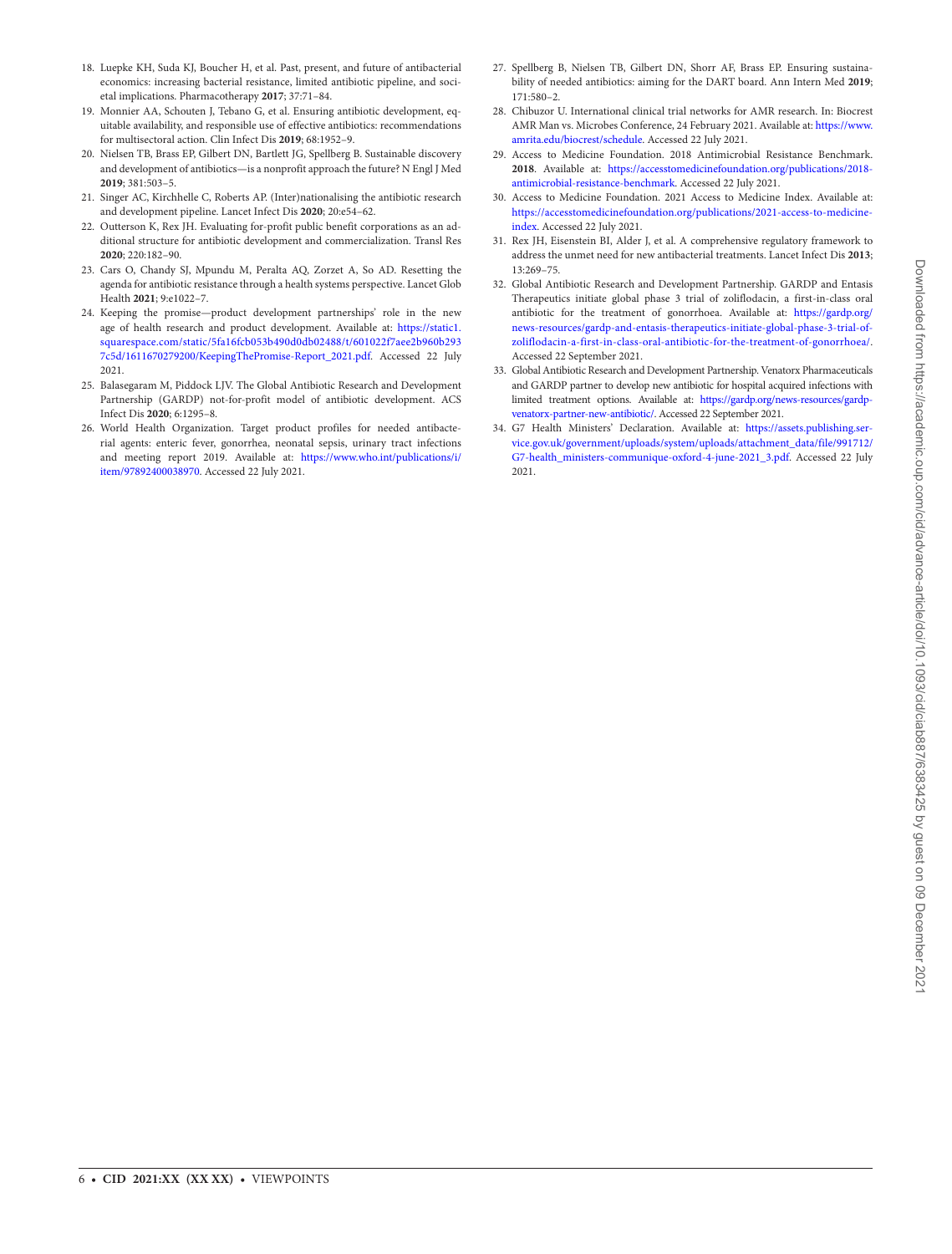18. Luepke KH, Suda KJ, Boucher H, et al. Past, present, and future of antibacterial economics: increasing bacterial resistance, limited antibiotic pipeline, and societal implications. Pharmacotherapy **2017**; 37:71–84.
19. Monnier AA, Schouten J, Tebano G, et al. Ensuring antibiotic development, equitable availability, and responsible use of effective antibiotics: recommendations for multisectoral action. Clin Infect Dis **2019**; 68:1952–9.
20. Nielsen TB, Brass EP, Gilbert DN, Bartlett JG, Spellberg B. Sustainable discovery and development of antibiotics—is a nonprofit approach the future? N Engl J Med **2019**; 381:503–5.
21. Singer AC, Kirchhelle C, Roberts AP. (Inter)nationalising the antibiotic research and development pipeline. Lancet Infect Dis **2020**; 20:e54–62.
22. Outterson K, Rex JH. Evaluating for-profit public benefit corporations as an additional structure for antibiotic development and commercialization. Transl Res **2020**; 220:182–90.
23. Cars O, Chandy SJ, Mpundu M, Peralta AQ, Zorzet A, So AD. Resetting the agenda for antibiotic resistance through a health systems perspective. Lancet Glob Health **2021**; 9:e1022–7.
24. Keeping the promise—product development partnerships' role in the new age of health research and product development. Available at: https://static1.squarespace.com/static/5fa16fcb053b490d0db02488/t/601022f7aee2b960b2937c5d/1611670279200/KeepingThePromise-Report_2021.pdf. Accessed 22 July 2021.
25. Balasegaram M, Piddock LJV. The Global Antibiotic Research and Development Partnership (GARDP) not-for-profit model of antibiotic development. ACS Infect Dis **2020**; 6:1295–8.
26. World Health Organization. Target product profiles for needed antibacterial agents: enteric fever, gonorrhea, neonatal sepsis, urinary tract infections and meeting report 2019. Available at: https://www.who.int/publications/i/item/97892400038970. Accessed 22 July 2021.
27. Spellberg B, Nielsen TB, Gilbert DN, Shorr AF, Brass EP. Ensuring sustainability of needed antibiotics: aiming for the DART board. Ann Intern Med **2019**; 171:580–2.
28. Chibuzor U. International clinical trial networks for AMR research. In: Biocrest AMR Man vs. Microbes Conference, 24 February 2021. Available at: https://www.amrita.edu/biocrest/schedule. Accessed 22 July 2021.
29. Access to Medicine Foundation. 2018 Antimicrobial Resistance Benchmark. **2018**. Available at: https://accesstomedicinefoundation.org/publications/2018-antimicrobial-resistance-benchmark. Accessed 22 July 2021.
30. Access to Medicine Foundation. 2021 Access to Medicine Index. Available at: https://accesstomedicinefoundation.org/publications/2021-access-to-medicine-index. Accessed 22 July 2021.
31. Rex JH, Eisenstein BI, Alder J, et al. A comprehensive regulatory framework to address the unmet need for new antibacterial treatments. Lancet Infect Dis **2013**; 13:269–75.
32. Global Antibiotic Research and Development Partnership. GARDP and Entasis Therapeutics initiate global phase 3 trial of zoliflodacin, a first-in-class oral antibiotic for the treatment of gonorrhoea. Available at: https://gardp.org/news-resources/gardp-and-entasis-therapeutics-initiate-global-phase-3-trial-of-zoliflodacin-a-first-in-class-oral-antibiotic-for-the-treatment-of-gonorrhoea/. Accessed 22 September 2021.
33. Global Antibiotic Research and Development Partnership. Venatorx Pharmaceuticals and GARDP partner to develop new antibiotic for hospital acquired infections with limited treatment options. Available at: https://gardp.org/news-resources/gardp-venatorx-partner-new-antibiotic/. Accessed 22 September 2021.
34. G7 Health Ministers' Declaration. Available at: https://assets.publishing.service.gov.uk/government/uploads/system/uploads/attachment_data/file/991712/G7-health_ministers-communique-oxford-4-june-2021_3.pdf. Accessed 22 July 2021.